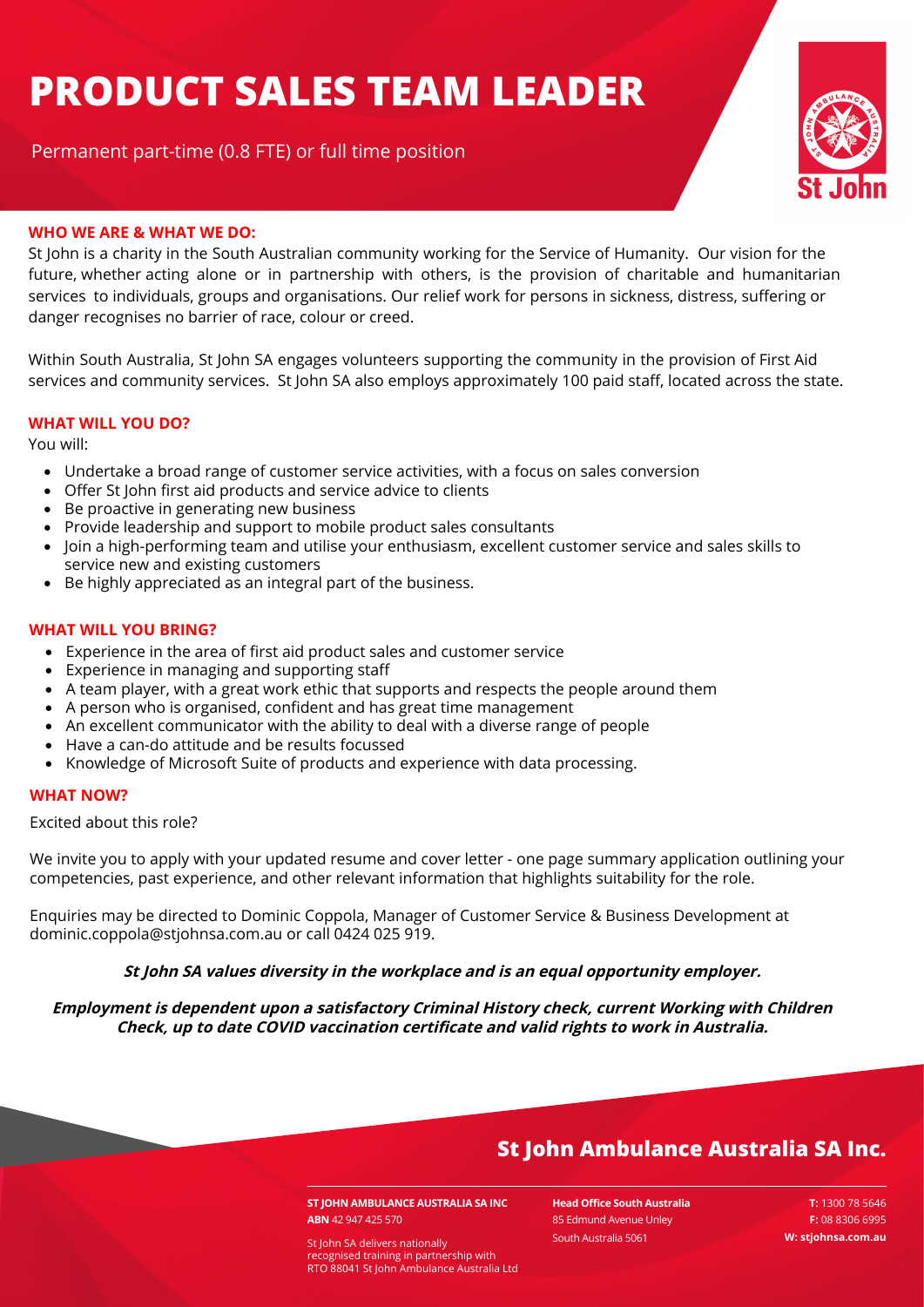# PRODUCT SALES TEAM LEADER

Permanent part-time (0.8 FTE) or full time position

## WHO WE ARE & WHAT WE DO:

St John is a charity in the South Australian community working for the Service of Humanity. Our vision for the future, whether acting alone or in partnership with others, is the provision of charitable and humanitarian services to individuals, groups and organisations. Our relief work for persons in sickness, distress, suffering or danger recognises no barrier of race, colour or creed.

Within South Australia, St John SA engages volunteers supporting the community in the provision of First Aid services and community services. St John SA also employs approximately 100 paid staff, located across the state.

## WHAT WILL YOU DO?

You will:

- Undertake a broad range of customer service activities, with a focus on sales conversion
- Offer St John first aid products and service advice to clients
- Be proactive in generating new business
- Provide leadership and support to mobile product sales consultants
- Join a high-performing team and utilise your enthusiasm, excellent customer service and sales skills to service new and existing customers
- Be highly appreciated as an integral part of the business.

## WHAT WILL YOU BRING?

- Experience in the area of first aid product sales and customer service
- Experience in managing and supporting staff
- A team player, with a great work ethic that supports and respects the people around them
- A person who is organised, confident and has great time management
- An excellent communicator with the ability to deal with a diverse range of people
- Have a can-do attitude and be results focussed
- Knowledge of Microsoft Suite of products and experience with data processing.

## WHAT NOW?

Excited about this role?

We invite you to apply with your updated resume and cover letter - one page summary application outlining your competencies, past experience, and other relevant information that highlights suitability for the role.

Enquiries may be directed to Dominic Coppola, Manager of Customer Service & Business Development at dominic.coppola@stjohnsa.com.au or call 0424 025 919.

***St John SA values diversity in the workplace and is an equal opportunity employer.***

***Employment is dependent upon a satisfactory Criminal History check, current Working with Children Check, up to date COVID vaccination certificate and valid rights to work in Australia.***

**St John Ambulance Australia SA Inc.**

**ST JOHN AMBULANCE AUSTRALIA SA INC**
**ABN** 42 947 425 570

St John SA delivers nationally recognised training in partnership with RTO 88041 St John Ambulance Australia Ltd

**Head Office South Australia**
85 Edmund Avenue Unley
South Australia 5061

**T:** 1300 78 5646
**F:** 08 8306 6995
**W: stjohnsa.com.au**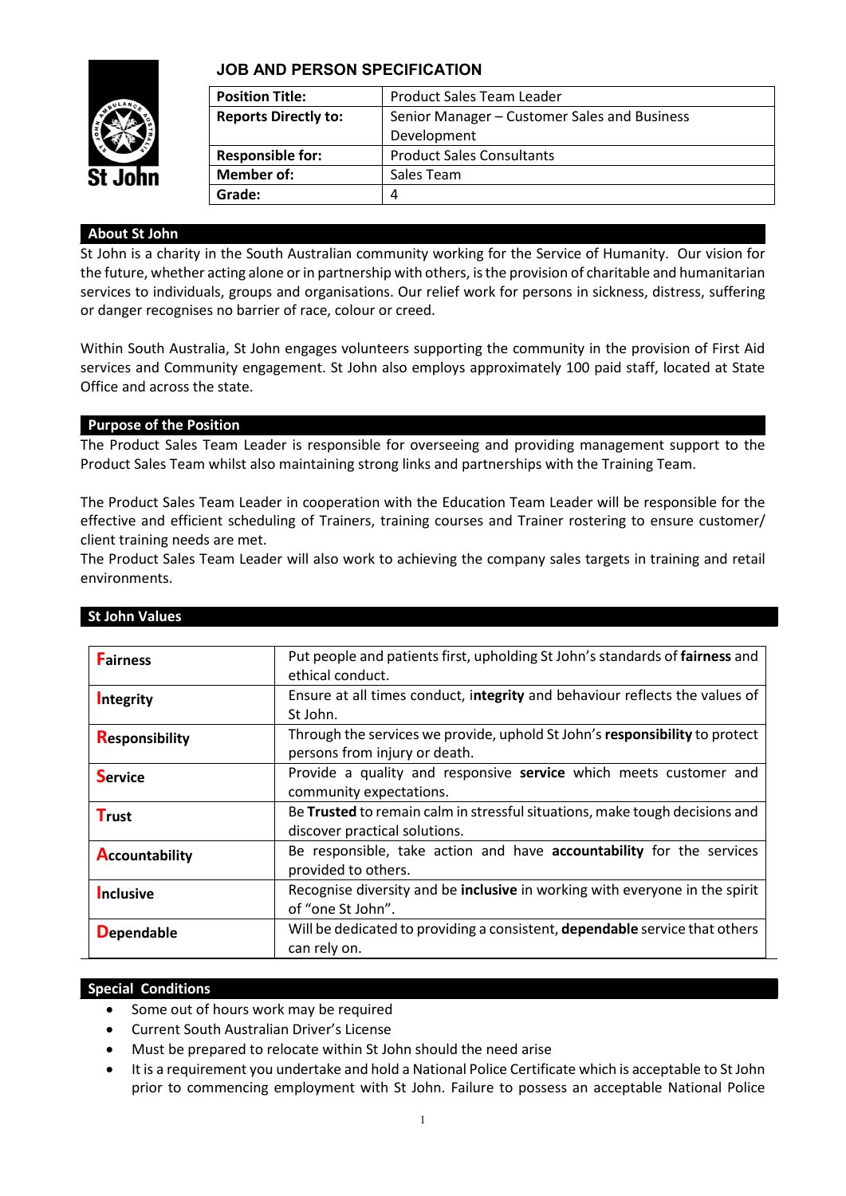## JOB AND PERSON SPECIFICATION

| **Position Title:** | Product Sales Team Leader |
|---|---|
| **Reports Directly to:** | Senior Manager – Customer Sales and Business Development |
| **Responsible for:** | Product Sales Consultants |
| **Member of:** | Sales Team |
| **Grade:** | 4 |

### About St John

St John is a charity in the South Australian community working for the Service of Humanity. Our vision for the future, whether acting alone or in partnership with others, is the provision of charitable and humanitarian services to individuals, groups and organisations. Our relief work for persons in sickness, distress, suffering or danger recognises no barrier of race, colour or creed.

Within South Australia, St John engages volunteers supporting the community in the provision of First Aid services and Community engagement. St John also employs approximately 100 paid staff, located at State Office and across the state.

### Purpose of the Position

The Product Sales Team Leader is responsible for overseeing and providing management support to the Product Sales Team whilst also maintaining strong links and partnerships with the Training Team.

The Product Sales Team Leader in cooperation with the Education Team Leader will be responsible for the effective and efficient scheduling of Trainers, training courses and Trainer rostering to ensure customer/ client training needs are met.
The Product Sales Team Leader will also work to achieving the company sales targets in training and retail environments.

### St John Values

| | |
|---|---|
| **Fairness** | Put people and patients first, upholding St John's standards of **fairness** and ethical conduct. |
| **Integrity** | Ensure at all times conduct, **integrity** and behaviour reflects the values of St John. |
| **Responsibility** | Through the services we provide, uphold St John's **responsibility** to protect persons from injury or death. |
| **Service** | Provide a quality and responsive **service** which meets customer and community expectations. |
| **Trust** | Be **Trusted** to remain calm in stressful situations, make tough decisions and discover practical solutions. |
| **Accountability** | Be responsible, take action and have **accountability** for the services provided to others. |
| **Inclusive** | Recognise diversity and be **inclusive** in working with everyone in the spirit of "one St John". |
| **Dependable** | Will be dedicated to providing a consistent, **dependable** service that others can rely on. |

### Special Conditions

- Some out of hours work may be required
- Current South Australian Driver's License
- Must be prepared to relocate within St John should the need arise
- It is a requirement you undertake and hold a National Police Certificate which is acceptable to St John prior to commencing employment with St John. Failure to possess an acceptable National Police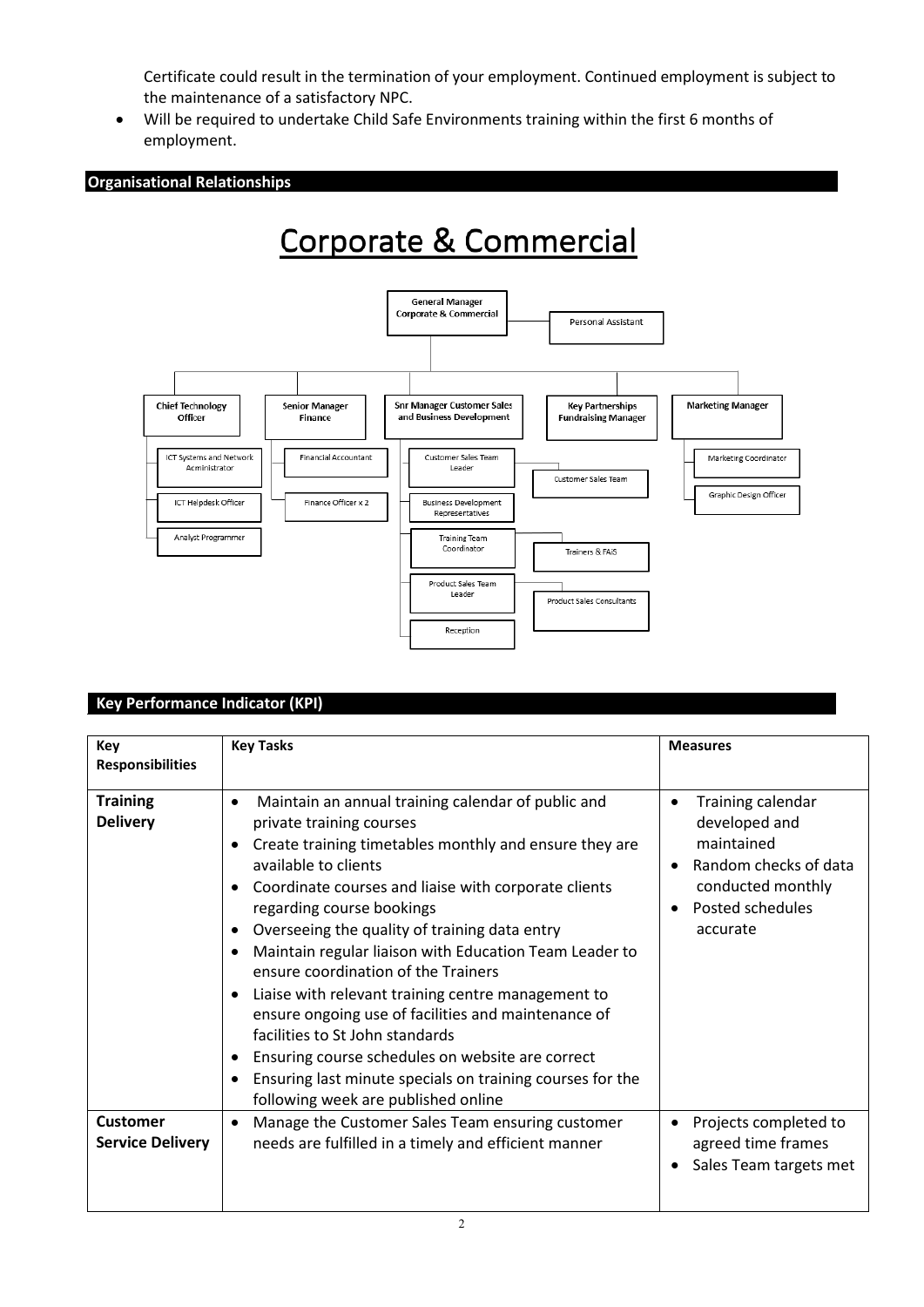Certificate could result in the termination of your employment. Continued employment is subject to the maintenance of a satisfactory NPC.

- Will be required to undertake Child Safe Environments training within the first 6 months of employment.

## Organisational Relationships

# Corporate & Commercial

- General Manager Corporate & Commercial
  - Personal Assistant
  - Chief Technology Officer
    - ICT Systems and Network Administrator
    - ICT Helpdesk Officer
    - Analyst Programmer
  - Senior Manager Finance
    - Financial Accountant
    - Finance Officer x 2
  - Snr Manager Customer Sales and Business Development
    - Customer Sales Team Leader
      - Customer Sales Team
    - Business Development Representatives
    - Training Team Coordinator
      - Trainers & FAiS
    - Product Sales Team Leader
      - Product Sales Consultants
    - Reception
  - Key Partnerships Fundraising Manager
  - Marketing Manager
    - Marketing Coordinator
    - Graphic Design Officer

## Key Performance Indicator (KPI)

| Key Responsibilities | Key Tasks | Measures |
| --- | --- | --- |
| **Training Delivery** | • Maintain an annual training calendar of public and private training courses<br>• Create training timetables monthly and ensure they are available to clients<br>• Coordinate courses and liaise with corporate clients regarding course bookings<br>• Overseeing the quality of training data entry<br>• Maintain regular liaison with Education Team Leader to ensure coordination of the Trainers<br>• Liaise with relevant training centre management to ensure ongoing use of facilities and maintenance of facilities to St John standards<br>• Ensuring course schedules on website are correct<br>• Ensuring last minute specials on training courses for the following week are published online | • Training calendar developed and maintained<br>• Random checks of data conducted monthly<br>• Posted schedules accurate |
| **Customer Service Delivery** | • Manage the Customer Sales Team ensuring customer needs are fulfilled in a timely and efficient manner | • Projects completed to agreed time frames<br>• Sales Team targets met |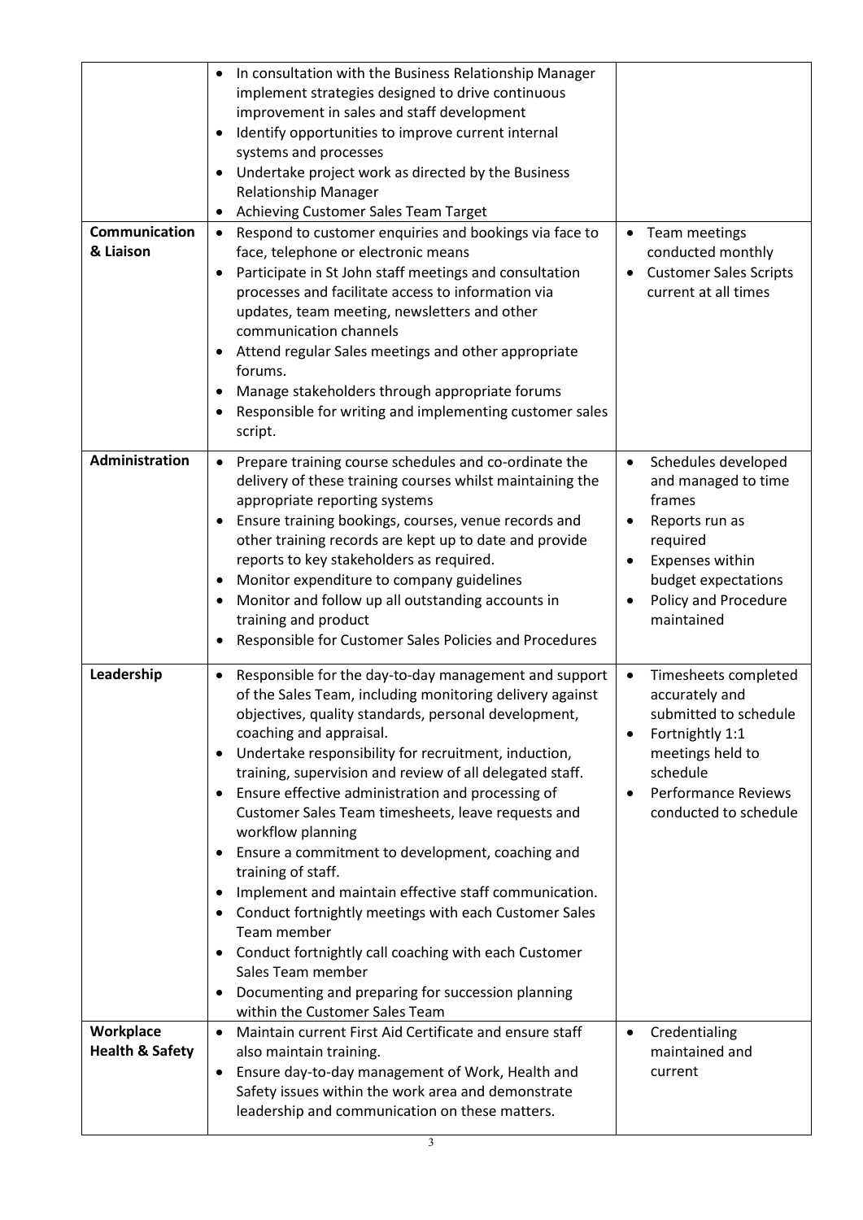| | | |
|---|---|---|
| | • In consultation with the Business Relationship Manager implement strategies designed to drive continuous improvement in sales and staff development<br>• Identify opportunities to improve current internal systems and processes<br>• Undertake project work as directed by the Business Relationship Manager<br>• Achieving Customer Sales Team Target | |
| **Communication & Liaison** | • Respond to customer enquiries and bookings via face to face, telephone or electronic means<br>• Participate in St John staff meetings and consultation processes and facilitate access to information via updates, team meeting, newsletters and other communication channels<br>• Attend regular Sales meetings and other appropriate forums.<br>• Manage stakeholders through appropriate forums<br>• Responsible for writing and implementing customer sales script. | • Team meetings conducted monthly<br>• Customer Sales Scripts current at all times |
| **Administration** | • Prepare training course schedules and co-ordinate the delivery of these training courses whilst maintaining the appropriate reporting systems<br>• Ensure training bookings, courses, venue records and other training records are kept up to date and provide reports to key stakeholders as required.<br>• Monitor expenditure to company guidelines<br>• Monitor and follow up all outstanding accounts in training and product<br>• Responsible for Customer Sales Policies and Procedures | • Schedules developed and managed to time frames<br>• Reports run as required<br>• Expenses within budget expectations<br>• Policy and Procedure maintained |
| **Leadership** | • Responsible for the day-to-day management and support of the Sales Team, including monitoring delivery against objectives, quality standards, personal development, coaching and appraisal.<br>• Undertake responsibility for recruitment, induction, training, supervision and review of all delegated staff.<br>• Ensure effective administration and processing of Customer Sales Team timesheets, leave requests and workflow planning<br>• Ensure a commitment to development, coaching and training of staff.<br>• Implement and maintain effective staff communication.<br>• Conduct fortnightly meetings with each Customer Sales Team member<br>• Conduct fortnightly call coaching with each Customer Sales Team member<br>• Documenting and preparing for succession planning within the Customer Sales Team | • Timesheets completed accurately and submitted to schedule<br>• Fortnightly 1:1 meetings held to schedule<br>• Performance Reviews conducted to schedule |
| **Workplace Health & Safety** | • Maintain current First Aid Certificate and ensure staff also maintain training.<br>• Ensure day-to-day management of Work, Health and Safety issues within the work area and demonstrate leadership and communication on these matters. | • Credentialing maintained and current |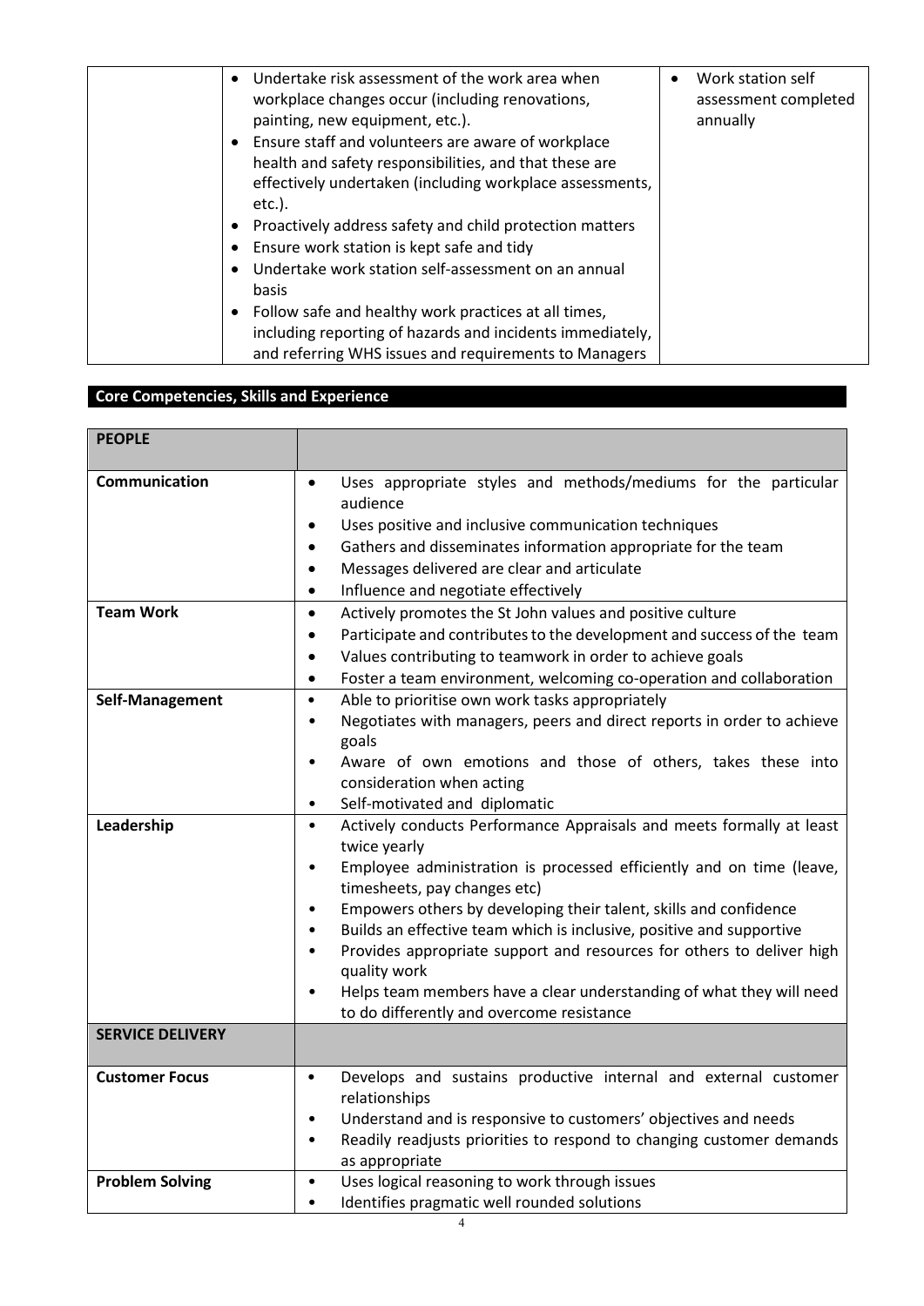| | • Undertake risk assessment of the work area when workplace changes occur (including renovations, painting, new equipment, etc.).<br>• Ensure staff and volunteers are aware of workplace health and safety responsibilities, and that these are effectively undertaken (including workplace assessments, etc.).<br>• Proactively address safety and child protection matters<br>• Ensure work station is kept safe and tidy<br>• Undertake work station self-assessment on an annual basis<br>• Follow safe and healthy work practices at all times, including reporting of hazards and incidents immediately, and referring WHS issues and requirements to Managers | • Work station self assessment completed annually |
|---|---|---|

## Core Competencies, Skills and Experience

| **PEOPLE** | |
|---|---|
| **Communication** | • Uses appropriate styles and methods/mediums for the particular audience<br>• Uses positive and inclusive communication techniques<br>• Gathers and disseminates information appropriate for the team<br>• Messages delivered are clear and articulate<br>• Influence and negotiate effectively |
| **Team Work** | • Actively promotes the St John values and positive culture<br>• Participate and contributes to the development and success of the team<br>• Values contributing to teamwork in order to achieve goals<br>• Foster a team environment, welcoming co-operation and collaboration |
| **Self-Management** | • Able to prioritise own work tasks appropriately<br>• Negotiates with managers, peers and direct reports in order to achieve goals<br>• Aware of own emotions and those of others, takes these into consideration when acting<br>• Self-motivated and diplomatic |
| **Leadership** | • Actively conducts Performance Appraisals and meets formally at least twice yearly<br>• Employee administration is processed efficiently and on time (leave, timesheets, pay changes etc)<br>• Empowers others by developing their talent, skills and confidence<br>• Builds an effective team which is inclusive, positive and supportive<br>• Provides appropriate support and resources for others to deliver high quality work<br>• Helps team members have a clear understanding of what they will need to do differently and overcome resistance |
| **SERVICE DELIVERY** | |
| **Customer Focus** | • Develops and sustains productive internal and external customer relationships<br>• Understand and is responsive to customers' objectives and needs<br>• Readily readjusts priorities to respond to changing customer demands as appropriate |
| **Problem Solving** | • Uses logical reasoning to work through issues<br>• Identifies pragmatic well rounded solutions |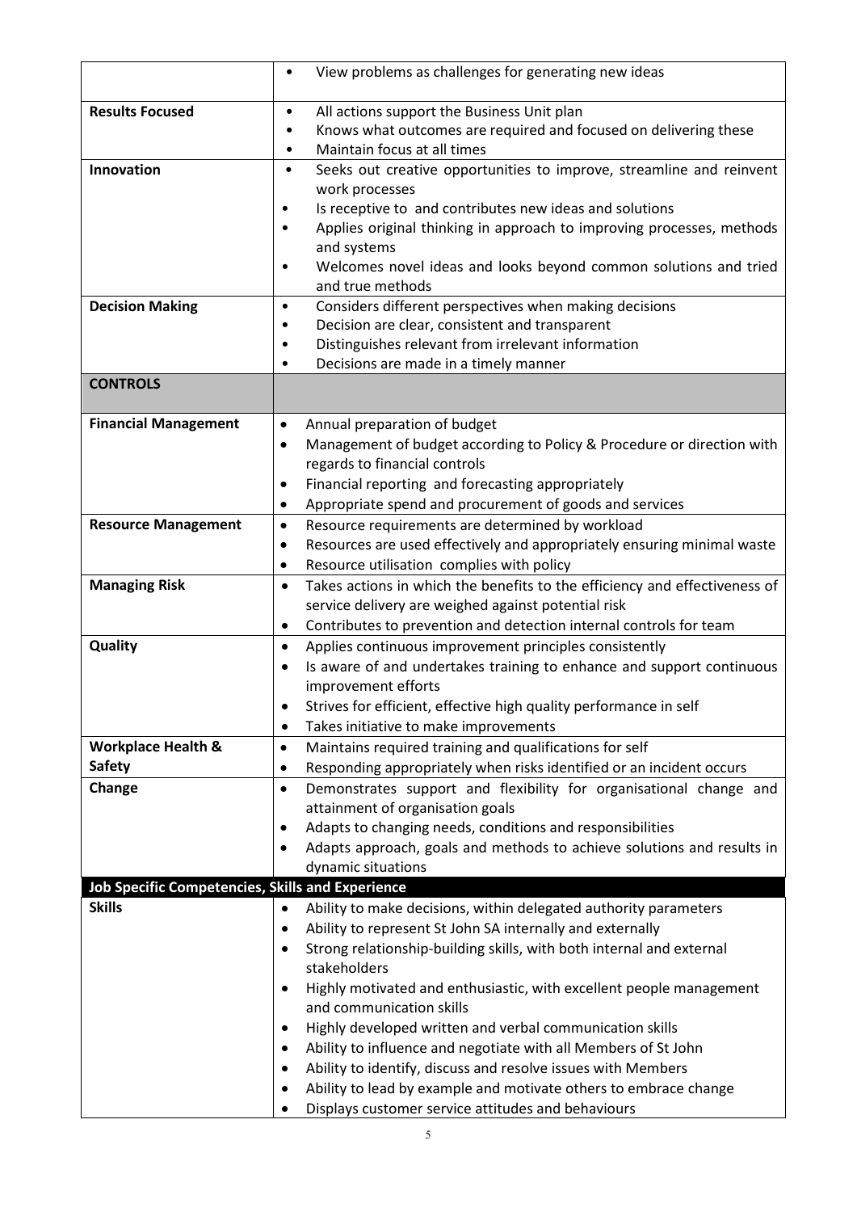| | |
|---|---|
| | • View problems as challenges for generating new ideas |
| **Results Focused** | • All actions support the Business Unit plan<br>• Knows what outcomes are required and focused on delivering these<br>• Maintain focus at all times |
| **Innovation** | • Seeks out creative opportunities to improve, streamline and reinvent work processes<br>• Is receptive to and contributes new ideas and solutions<br>• Applies original thinking in approach to improving processes, methods and systems<br>• Welcomes novel ideas and looks beyond common solutions and tried and true methods |
| **Decision Making** | • Considers different perspectives when making decisions<br>• Decision are clear, consistent and transparent<br>• Distinguishes relevant from irrelevant information<br>• Decisions are made in a timely manner |
| **CONTROLS** | |
| **Financial Management** | • Annual preparation of budget<br>• Management of budget according to Policy & Procedure or direction with regards to financial controls<br>• Financial reporting and forecasting appropriately<br>• Appropriate spend and procurement of goods and services |
| **Resource Management** | • Resource requirements are determined by workload<br>• Resources are used effectively and appropriately ensuring minimal waste<br>• Resource utilisation complies with policy |
| **Managing Risk** | • Takes actions in which the benefits to the efficiency and effectiveness of service delivery are weighed against potential risk<br>• Contributes to prevention and detection internal controls for team |
| **Quality** | • Applies continuous improvement principles consistently<br>• Is aware of and undertakes training to enhance and support continuous improvement efforts<br>• Strives for efficient, effective high quality performance in self<br>• Takes initiative to make improvements |
| **Workplace Health & Safety** | • Maintains required training and qualifications for self<br>• Responding appropriately when risks identified or an incident occurs |
| **Change** | • Demonstrates support and flexibility for organisational change and attainment of organisation goals<br>• Adapts to changing needs, conditions and responsibilities<br>• Adapts approach, goals and methods to achieve solutions and results in dynamic situations |
| **Job Specific Competencies, Skills and Experience** | |
| **Skills** | • Ability to make decisions, within delegated authority parameters<br>• Ability to represent St John SA internally and externally<br>• Strong relationship-building skills, with both internal and external stakeholders<br>• Highly motivated and enthusiastic, with excellent people management and communication skills<br>• Highly developed written and verbal communication skills<br>• Ability to influence and negotiate with all Members of St John<br>• Ability to identify, discuss and resolve issues with Members<br>• Ability to lead by example and motivate others to embrace change<br>• Displays customer service attitudes and behaviours |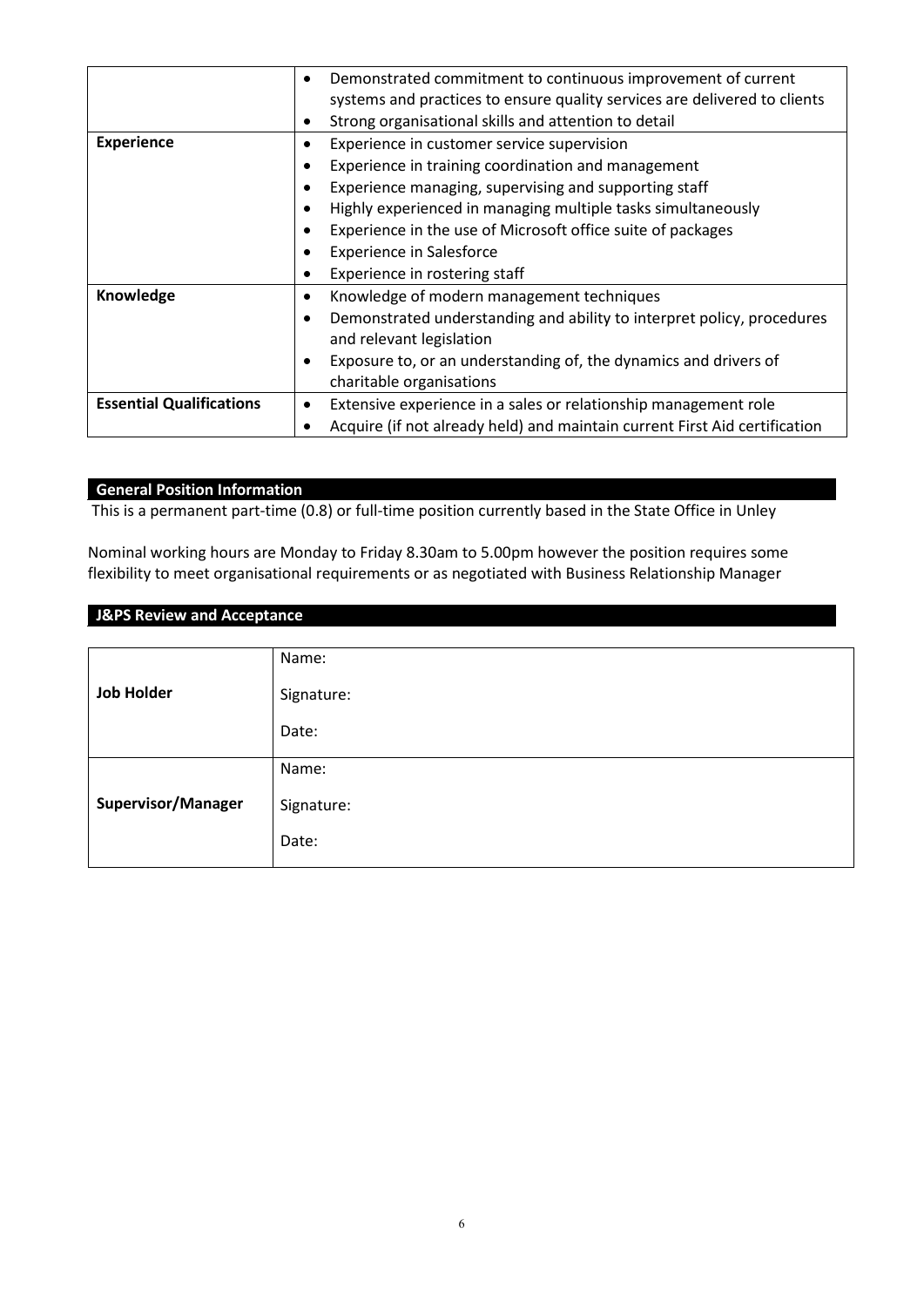| | |
|---|---|
| | • Demonstrated commitment to continuous improvement of current systems and practices to ensure quality services are delivered to clients<br>• Strong organisational skills and attention to detail |
| **Experience** | • Experience in customer service supervision<br>• Experience in training coordination and management<br>• Experience managing, supervising and supporting staff<br>• Highly experienced in managing multiple tasks simultaneously<br>• Experience in the use of Microsoft office suite of packages<br>• Experience in Salesforce<br>• Experience in rostering staff |
| **Knowledge** | • Knowledge of modern management techniques<br>• Demonstrated understanding and ability to interpret policy, procedures and relevant legislation<br>• Exposure to, or an understanding of, the dynamics and drivers of charitable organisations |
| **Essential Qualifications** | • Extensive experience in a sales or relationship management role<br>• Acquire (if not already held) and maintain current First Aid certification |

## General Position Information

This is a permanent part-time (0.8) or full-time position currently based in the State Office in Unley

Nominal working hours are Monday to Friday 8.30am to 5.00pm however the position requires some flexibility to meet organisational requirements or as negotiated with Business Relationship Manager

## J&PS Review and Acceptance

| | |
|---|---|
| **Job Holder** | Name:<br>Signature:<br>Date: |
| **Supervisor/Manager** | Name:<br>Signature:<br>Date: |